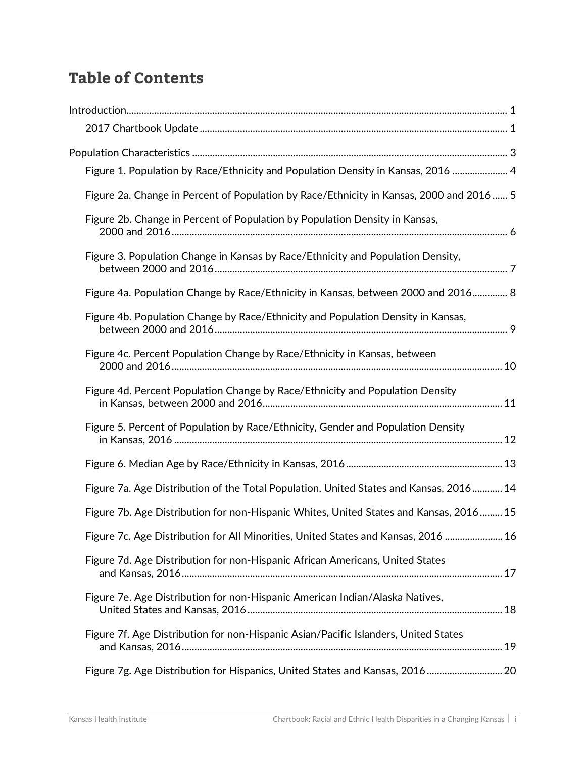# Table of Contents

Introduction ... 1

- 2017 Chartbook Update ... 1

Population Characteristics ... 3

- Figure 1. Population by Race/Ethnicity and Population Density in Kansas, 2016 ... 4
- Figure 2a. Change in Percent of Population by Race/Ethnicity in Kansas, 2000 and 2016 ... 5
- Figure 2b. Change in Percent of Population by Population Density in Kansas, 2000 and 2016 ... 6
- Figure 3. Population Change in Kansas by Race/Ethnicity and Population Density, between 2000 and 2016 ... 7
- Figure 4a. Population Change by Race/Ethnicity in Kansas, between 2000 and 2016 ... 8
- Figure 4b. Population Change by Race/Ethnicity and Population Density in Kansas, between 2000 and 2016 ... 9
- Figure 4c. Percent Population Change by Race/Ethnicity in Kansas, between 2000 and 2016 ... 10
- Figure 4d. Percent Population Change by Race/Ethnicity and Population Density in Kansas, between 2000 and 2016 ... 11
- Figure 5. Percent of Population by Race/Ethnicity, Gender and Population Density in Kansas, 2016 ... 12
- Figure 6. Median Age by Race/Ethnicity in Kansas, 2016 ... 13
- Figure 7a. Age Distribution of the Total Population, United States and Kansas, 2016 ... 14
- Figure 7b. Age Distribution for non-Hispanic Whites, United States and Kansas, 2016 ... 15
- Figure 7c. Age Distribution for All Minorities, United States and Kansas, 2016 ... 16
- Figure 7d. Age Distribution for non-Hispanic African Americans, United States and Kansas, 2016 ... 17
- Figure 7e. Age Distribution for non-Hispanic American Indian/Alaska Natives, United States and Kansas, 2016 ... 18
- Figure 7f. Age Distribution for non-Hispanic Asian/Pacific Islanders, United States and Kansas, 2016 ... 19
- Figure 7g. Age Distribution for Hispanics, United States and Kansas, 2016 ... 20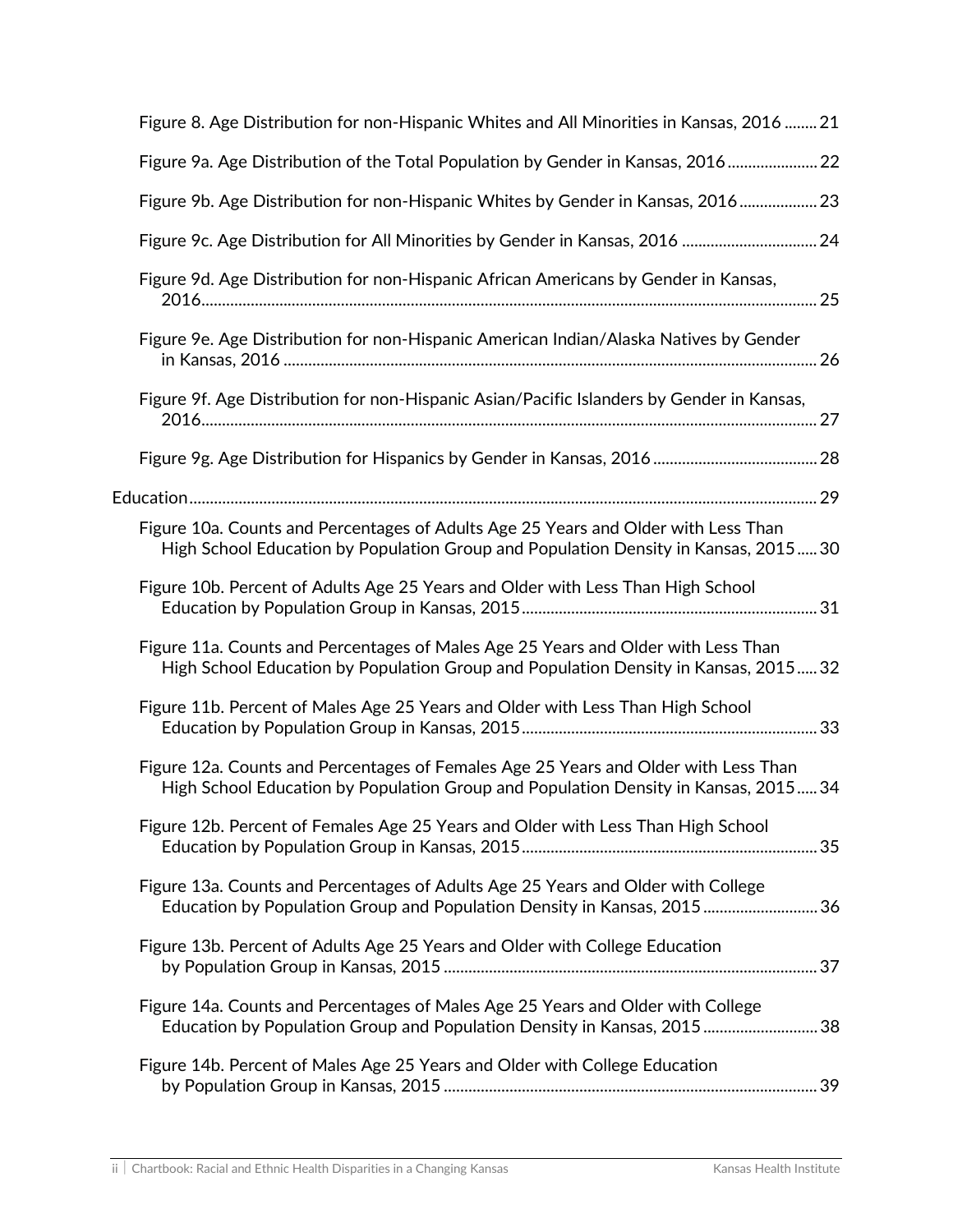Figure 8. Age Distribution for non-Hispanic Whites and All Minorities in Kansas, 2016 ........ 21

Figure 9a. Age Distribution of the Total Population by Gender in Kansas, 2016 ...................... 22

Figure 9b. Age Distribution for non-Hispanic Whites by Gender in Kansas, 2016 ................... 23

Figure 9c. Age Distribution for All Minorities by Gender in Kansas, 2016 ................................. 24

Figure 9d. Age Distribution for non-Hispanic African Americans by Gender in Kansas, 2016 ........................................................................................................................................ 25

Figure 9e. Age Distribution for non-Hispanic American Indian/Alaska Natives by Gender in Kansas, 2016 ................................................................................................................................ 26

Figure 9f. Age Distribution for non-Hispanic Asian/Pacific Islanders by Gender in Kansas, 2016 ........................................................................................................................................ 27

Figure 9g. Age Distribution for Hispanics by Gender in Kansas, 2016 ........................................ 28

Education ....................................................................................................................................... 29

Figure 10a. Counts and Percentages of Adults Age 25 Years and Older with Less Than High School Education by Population Group and Population Density in Kansas, 2015 ..... 30

Figure 10b. Percent of Adults Age 25 Years and Older with Less Than High School Education by Population Group in Kansas, 2015 ....................................................................... 31

Figure 11a. Counts and Percentages of Males Age 25 Years and Older with Less Than High School Education by Population Group and Population Density in Kansas, 2015 ..... 32

Figure 11b. Percent of Males Age 25 Years and Older with Less Than High School Education by Population Group in Kansas, 2015 ....................................................................... 33

Figure 12a. Counts and Percentages of Females Age 25 Years and Older with Less Than High School Education by Population Group and Population Density in Kansas, 2015 ..... 34

Figure 12b. Percent of Females Age 25 Years and Older with Less Than High School Education by Population Group in Kansas, 2015 ....................................................................... 35

Figure 13a. Counts and Percentages of Adults Age 25 Years and Older with College Education by Population Group and Population Density in Kansas, 2015 ............................ 36

Figure 13b. Percent of Adults Age 25 Years and Older with College Education by Population Group in Kansas, 2015 .......................................................................................... 37

Figure 14a. Counts and Percentages of Males Age 25 Years and Older with College Education by Population Group and Population Density in Kansas, 2015 ............................ 38

Figure 14b. Percent of Males Age 25 Years and Older with College Education by Population Group in Kansas, 2015 .......................................................................................... 39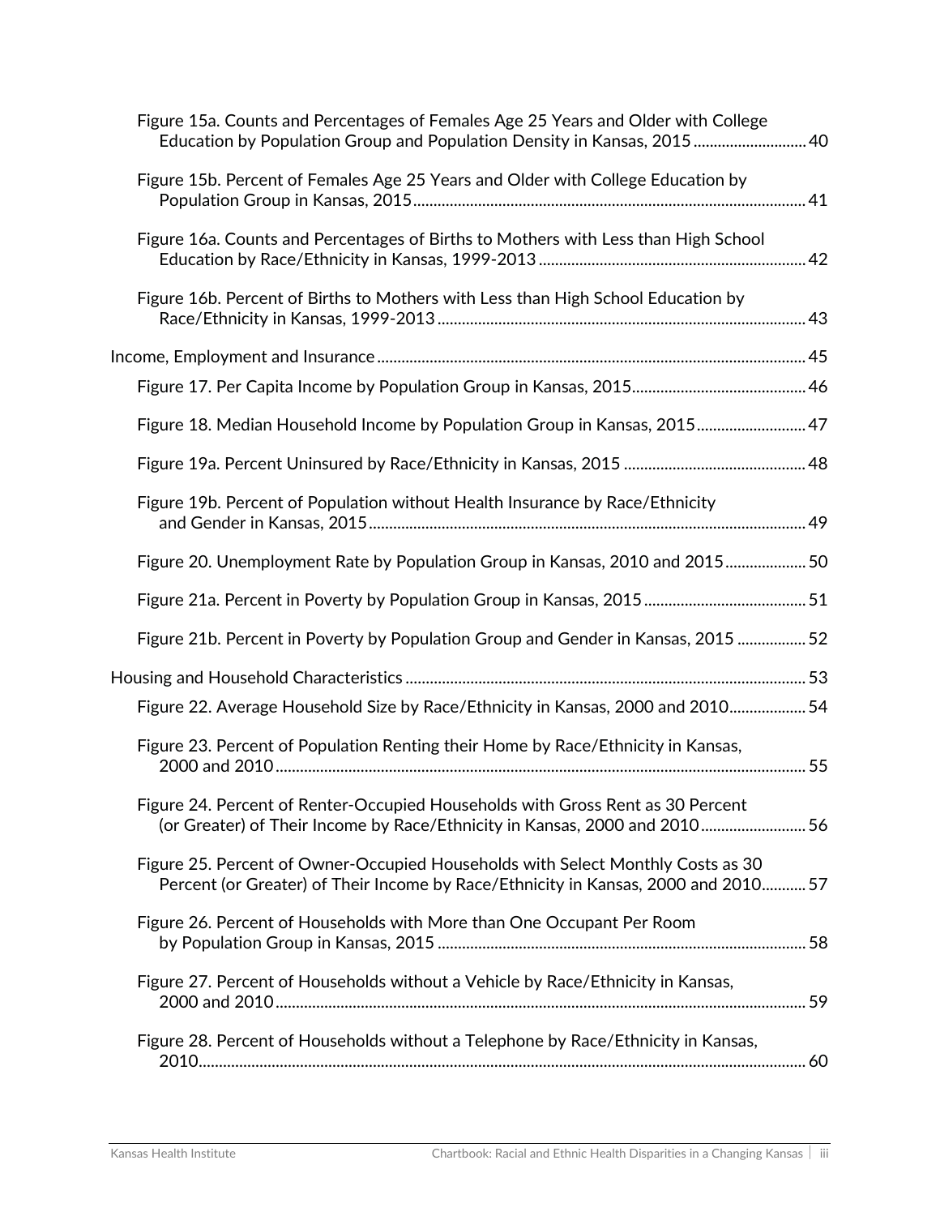Figure 15a. Counts and Percentages of Females Age 25 Years and Older with College Education by Population Group and Population Density in Kansas, 2015 ............................ 40

Figure 15b. Percent of Females Age 25 Years and Older with College Education by Population Group in Kansas, 2015 ................................................................................................ 41

Figure 16a. Counts and Percentages of Births to Mothers with Less than High School Education by Race/Ethnicity in Kansas, 1999-2013 ................................................................. 42

Figure 16b. Percent of Births to Mothers with Less than High School Education by Race/Ethnicity in Kansas, 1999-2013 .......................................................................................... 43

Income, Employment and Insurance ......................................................................................................... 45

Figure 17. Per Capita Income by Population Group in Kansas, 2015........................................... 46

Figure 18. Median Household Income by Population Group in Kansas, 2015........................... 47

Figure 19a. Percent Uninsured by Race/Ethnicity in Kansas, 2015 ............................................. 48

Figure 19b. Percent of Population without Health Insurance by Race/Ethnicity and Gender in Kansas, 2015 ........................................................................................................... 49

Figure 20. Unemployment Rate by Population Group in Kansas, 2010 and 2015 .................... 50

Figure 21a. Percent in Poverty by Population Group in Kansas, 2015 ........................................ 51

Figure 21b. Percent in Poverty by Population Group and Gender in Kansas, 2015 ................. 52

Housing and Household Characteristics .................................................................................................. 53

Figure 22. Average Household Size by Race/Ethnicity in Kansas, 2000 and 2010................... 54

Figure 23. Percent of Population Renting their Home by Race/Ethnicity in Kansas, 2000 and 2010 .................................................................................................................................. 55

Figure 24. Percent of Renter-Occupied Households with Gross Rent as 30 Percent (or Greater) of Their Income by Race/Ethnicity in Kansas, 2000 and 2010 .......................... 56

Figure 25. Percent of Owner-Occupied Households with Select Monthly Costs as 30 Percent (or Greater) of Their Income by Race/Ethnicity in Kansas, 2000 and 2010........... 57

Figure 26. Percent of Households with More than One Occupant Per Room by Population Group in Kansas, 2015 .......................................................................................... 58

Figure 27. Percent of Households without a Vehicle by Race/Ethnicity in Kansas, 2000 and 2010 .................................................................................................................................. 59

Figure 28. Percent of Households without a Telephone by Race/Ethnicity in Kansas, 2010 ................................................................................................................................................... 60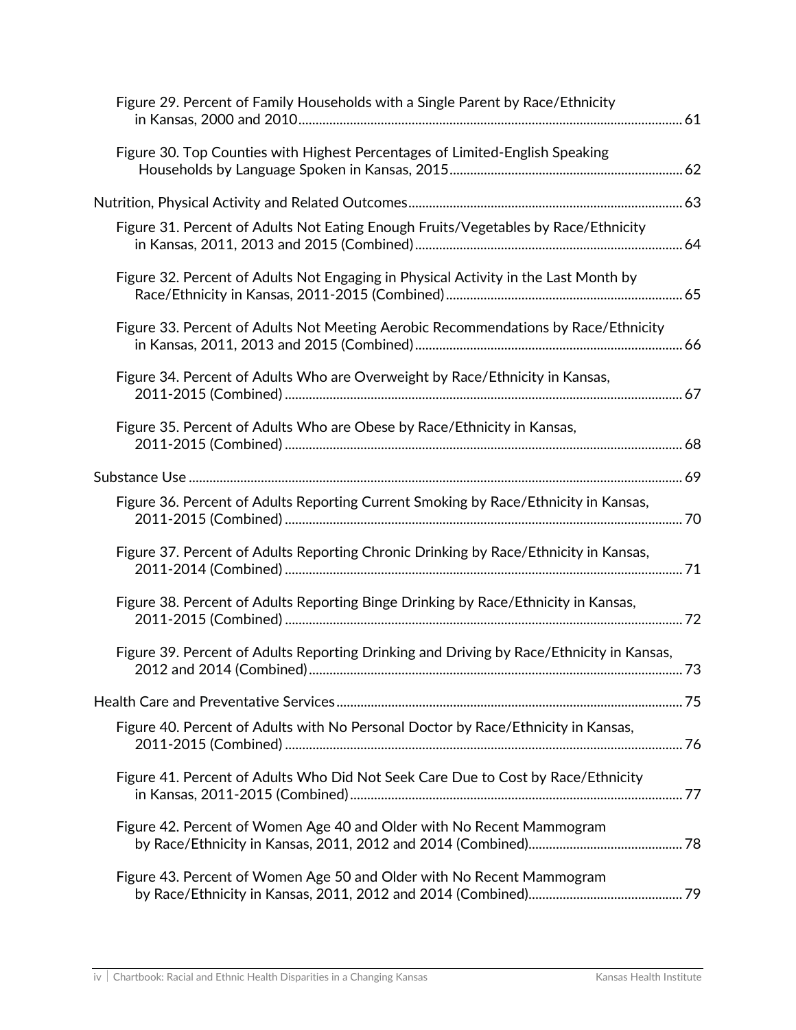Figure 29. Percent of Family Households with a Single Parent by Race/Ethnicity in Kansas, 2000 and 2010 ... 61

Figure 30. Top Counties with Highest Percentages of Limited-English Speaking Households by Language Spoken in Kansas, 2015 ... 62

Nutrition, Physical Activity and Related Outcomes ... 63

Figure 31. Percent of Adults Not Eating Enough Fruits/Vegetables by Race/Ethnicity in Kansas, 2011, 2013 and 2015 (Combined) ... 64

Figure 32. Percent of Adults Not Engaging in Physical Activity in the Last Month by Race/Ethnicity in Kansas, 2011-2015 (Combined) ... 65

Figure 33. Percent of Adults Not Meeting Aerobic Recommendations by Race/Ethnicity in Kansas, 2011, 2013 and 2015 (Combined) ... 66

Figure 34. Percent of Adults Who are Overweight by Race/Ethnicity in Kansas, 2011-2015 (Combined) ... 67

Figure 35. Percent of Adults Who are Obese by Race/Ethnicity in Kansas, 2011-2015 (Combined) ... 68

Substance Use ... 69

Figure 36. Percent of Adults Reporting Current Smoking by Race/Ethnicity in Kansas, 2011-2015 (Combined) ... 70

Figure 37. Percent of Adults Reporting Chronic Drinking by Race/Ethnicity in Kansas, 2011-2014 (Combined) ... 71

Figure 38. Percent of Adults Reporting Binge Drinking by Race/Ethnicity in Kansas, 2011-2015 (Combined) ... 72

Figure 39. Percent of Adults Reporting Drinking and Driving by Race/Ethnicity in Kansas, 2012 and 2014 (Combined) ... 73

Health Care and Preventative Services ... 75

Figure 40. Percent of Adults with No Personal Doctor by Race/Ethnicity in Kansas, 2011-2015 (Combined) ... 76

Figure 41. Percent of Adults Who Did Not Seek Care Due to Cost by Race/Ethnicity in Kansas, 2011-2015 (Combined) ... 77

Figure 42. Percent of Women Age 40 and Older with No Recent Mammogram by Race/Ethnicity in Kansas, 2011, 2012 and 2014 (Combined) ... 78

Figure 43. Percent of Women Age 50 and Older with No Recent Mammogram by Race/Ethnicity in Kansas, 2011, 2012 and 2014 (Combined) ... 79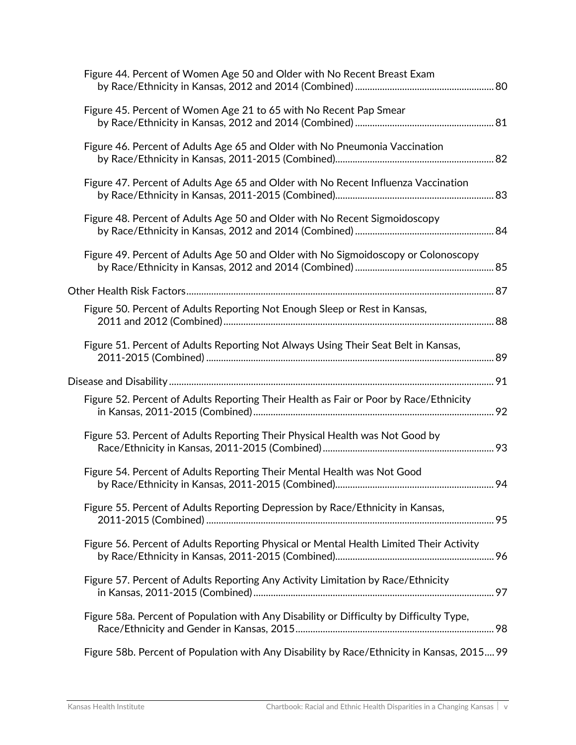Figure 44. Percent of Women Age 50 and Older with No Recent Breast Exam by Race/Ethnicity in Kansas, 2012 and 2014 (Combined) ........ 80

Figure 45. Percent of Women Age 21 to 65 with No Recent Pap Smear by Race/Ethnicity in Kansas, 2012 and 2014 (Combined) ........ 81

Figure 46. Percent of Adults Age 65 and Older with No Pneumonia Vaccination by Race/Ethnicity in Kansas, 2011-2015 (Combined) ........ 82

Figure 47. Percent of Adults Age 65 and Older with No Recent Influenza Vaccination by Race/Ethnicity in Kansas, 2011-2015 (Combined) ........ 83

Figure 48. Percent of Adults Age 50 and Older with No Recent Sigmoidoscopy by Race/Ethnicity in Kansas, 2012 and 2014 (Combined) ........ 84

Figure 49. Percent of Adults Age 50 and Older with No Sigmoidoscopy or Colonoscopy by Race/Ethnicity in Kansas, 2012 and 2014 (Combined) ........ 85

Other Health Risk Factors ........ 87

Figure 50. Percent of Adults Reporting Not Enough Sleep or Rest in Kansas, 2011 and 2012 (Combined) ........ 88

Figure 51. Percent of Adults Reporting Not Always Using Their Seat Belt in Kansas, 2011-2015 (Combined) ........ 89

Disease and Disability ........ 91

Figure 52. Percent of Adults Reporting Their Health as Fair or Poor by Race/Ethnicity in Kansas, 2011-2015 (Combined) ........ 92

Figure 53. Percent of Adults Reporting Their Physical Health was Not Good by Race/Ethnicity in Kansas, 2011-2015 (Combined) ........ 93

Figure 54. Percent of Adults Reporting Their Mental Health was Not Good by Race/Ethnicity in Kansas, 2011-2015 (Combined) ........ 94

Figure 55. Percent of Adults Reporting Depression by Race/Ethnicity in Kansas, 2011-2015 (Combined) ........ 95

Figure 56. Percent of Adults Reporting Physical or Mental Health Limited Their Activity by Race/Ethnicity in Kansas, 2011-2015 (Combined) ........ 96

Figure 57. Percent of Adults Reporting Any Activity Limitation by Race/Ethnicity in Kansas, 2011-2015 (Combined) ........ 97

Figure 58a. Percent of Population with Any Disability or Difficulty by Difficulty Type, Race/Ethnicity and Gender in Kansas, 2015 ........ 98

Figure 58b. Percent of Population with Any Disability by Race/Ethnicity in Kansas, 2015 ........ 99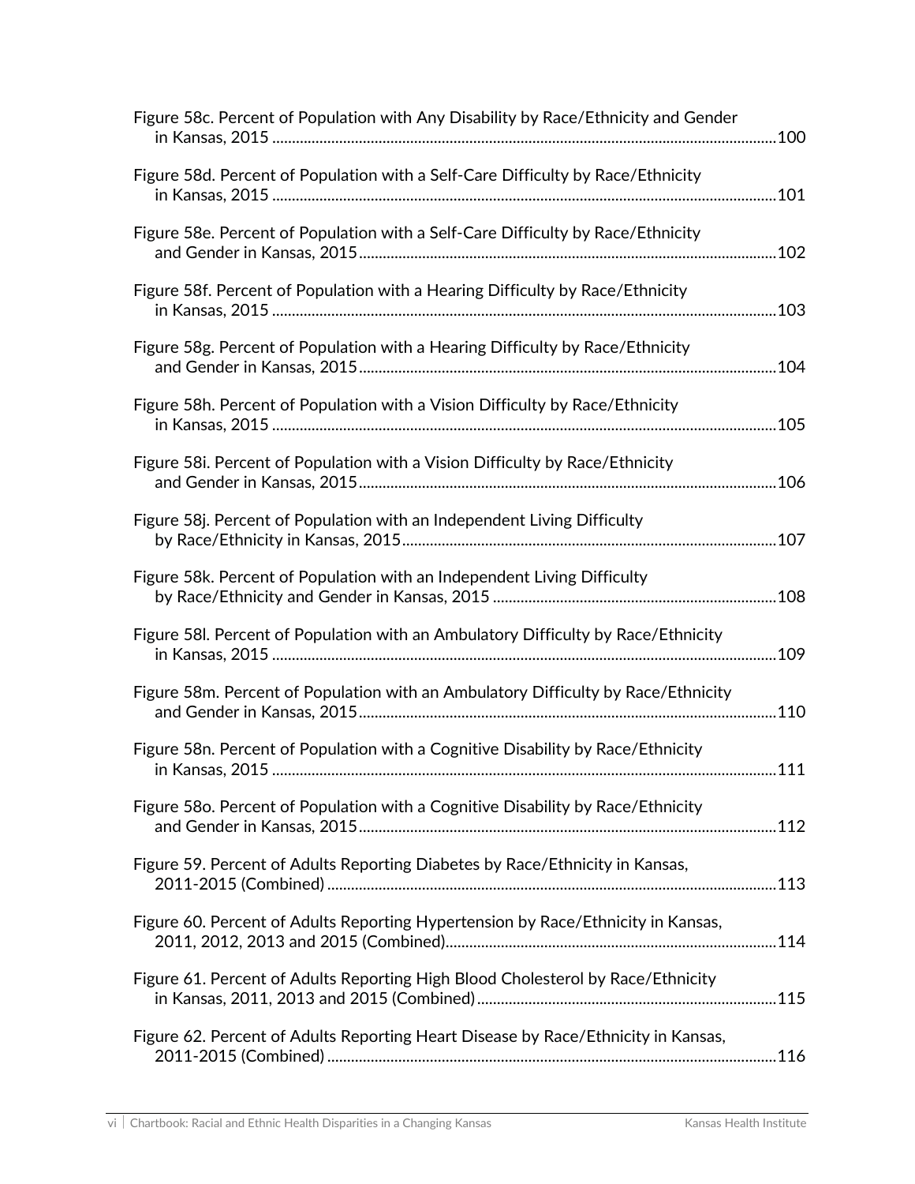Figure 58c. Percent of Population with Any Disability by Race/Ethnicity and Gender in Kansas, 2015 ....100

Figure 58d. Percent of Population with a Self-Care Difficulty by Race/Ethnicity in Kansas, 2015 ....101

Figure 58e. Percent of Population with a Self-Care Difficulty by Race/Ethnicity and Gender in Kansas, 2015 ....102

Figure 58f. Percent of Population with a Hearing Difficulty by Race/Ethnicity in Kansas, 2015 ....103

Figure 58g. Percent of Population with a Hearing Difficulty by Race/Ethnicity and Gender in Kansas, 2015 ....104

Figure 58h. Percent of Population with a Vision Difficulty by Race/Ethnicity in Kansas, 2015 ....105

Figure 58i. Percent of Population with a Vision Difficulty by Race/Ethnicity and Gender in Kansas, 2015 ....106

Figure 58j. Percent of Population with an Independent Living Difficulty by Race/Ethnicity in Kansas, 2015 ....107

Figure 58k. Percent of Population with an Independent Living Difficulty by Race/Ethnicity and Gender in Kansas, 2015 ....108

Figure 58l. Percent of Population with an Ambulatory Difficulty by Race/Ethnicity in Kansas, 2015 ....109

Figure 58m. Percent of Population with an Ambulatory Difficulty by Race/Ethnicity and Gender in Kansas, 2015 ....110

Figure 58n. Percent of Population with a Cognitive Disability by Race/Ethnicity in Kansas, 2015 ....111

Figure 58o. Percent of Population with a Cognitive Disability by Race/Ethnicity and Gender in Kansas, 2015 ....112

Figure 59. Percent of Adults Reporting Diabetes by Race/Ethnicity in Kansas, 2011-2015 (Combined) ....113

Figure 60. Percent of Adults Reporting Hypertension by Race/Ethnicity in Kansas, 2011, 2012, 2013 and 2015 (Combined) ....114

Figure 61. Percent of Adults Reporting High Blood Cholesterol by Race/Ethnicity in Kansas, 2011, 2013 and 2015 (Combined) ....115

Figure 62. Percent of Adults Reporting Heart Disease by Race/Ethnicity in Kansas, 2011-2015 (Combined) ....116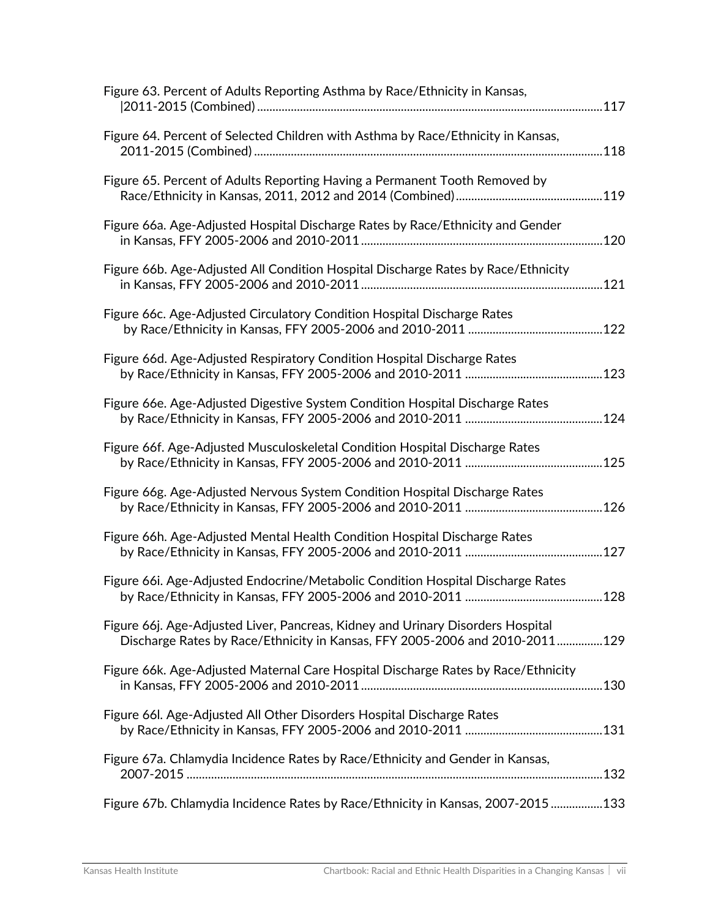Figure 63. Percent of Adults Reporting Asthma by Race/Ethnicity in Kansas, |2011-2015 (Combined) ....117

Figure 64. Percent of Selected Children with Asthma by Race/Ethnicity in Kansas, 2011-2015 (Combined) ....118

Figure 65. Percent of Adults Reporting Having a Permanent Tooth Removed by Race/Ethnicity in Kansas, 2011, 2012 and 2014 (Combined) ....119

Figure 66a. Age-Adjusted Hospital Discharge Rates by Race/Ethnicity and Gender in Kansas, FFY 2005-2006 and 2010-2011 ....120

Figure 66b. Age-Adjusted All Condition Hospital Discharge Rates by Race/Ethnicity in Kansas, FFY 2005-2006 and 2010-2011 ....121

Figure 66c. Age-Adjusted Circulatory Condition Hospital Discharge Rates by Race/Ethnicity in Kansas, FFY 2005-2006 and 2010-2011 ....122

Figure 66d. Age-Adjusted Respiratory Condition Hospital Discharge Rates by Race/Ethnicity in Kansas, FFY 2005-2006 and 2010-2011 ....123

Figure 66e. Age-Adjusted Digestive System Condition Hospital Discharge Rates by Race/Ethnicity in Kansas, FFY 2005-2006 and 2010-2011 ....124

Figure 66f. Age-Adjusted Musculoskeletal Condition Hospital Discharge Rates by Race/Ethnicity in Kansas, FFY 2005-2006 and 2010-2011 ....125

Figure 66g. Age-Adjusted Nervous System Condition Hospital Discharge Rates by Race/Ethnicity in Kansas, FFY 2005-2006 and 2010-2011 ....126

Figure 66h. Age-Adjusted Mental Health Condition Hospital Discharge Rates by Race/Ethnicity in Kansas, FFY 2005-2006 and 2010-2011 ....127

Figure 66i. Age-Adjusted Endocrine/Metabolic Condition Hospital Discharge Rates by Race/Ethnicity in Kansas, FFY 2005-2006 and 2010-2011 ....128

Figure 66j. Age-Adjusted Liver, Pancreas, Kidney and Urinary Disorders Hospital Discharge Rates by Race/Ethnicity in Kansas, FFY 2005-2006 and 2010-2011 ....129

Figure 66k. Age-Adjusted Maternal Care Hospital Discharge Rates by Race/Ethnicity in Kansas, FFY 2005-2006 and 2010-2011 ....130

Figure 66l. Age-Adjusted All Other Disorders Hospital Discharge Rates by Race/Ethnicity in Kansas, FFY 2005-2006 and 2010-2011 ....131

Figure 67a. Chlamydia Incidence Rates by Race/Ethnicity and Gender in Kansas, 2007-2015 ....132

Figure 67b. Chlamydia Incidence Rates by Race/Ethnicity in Kansas, 2007-2015 ....133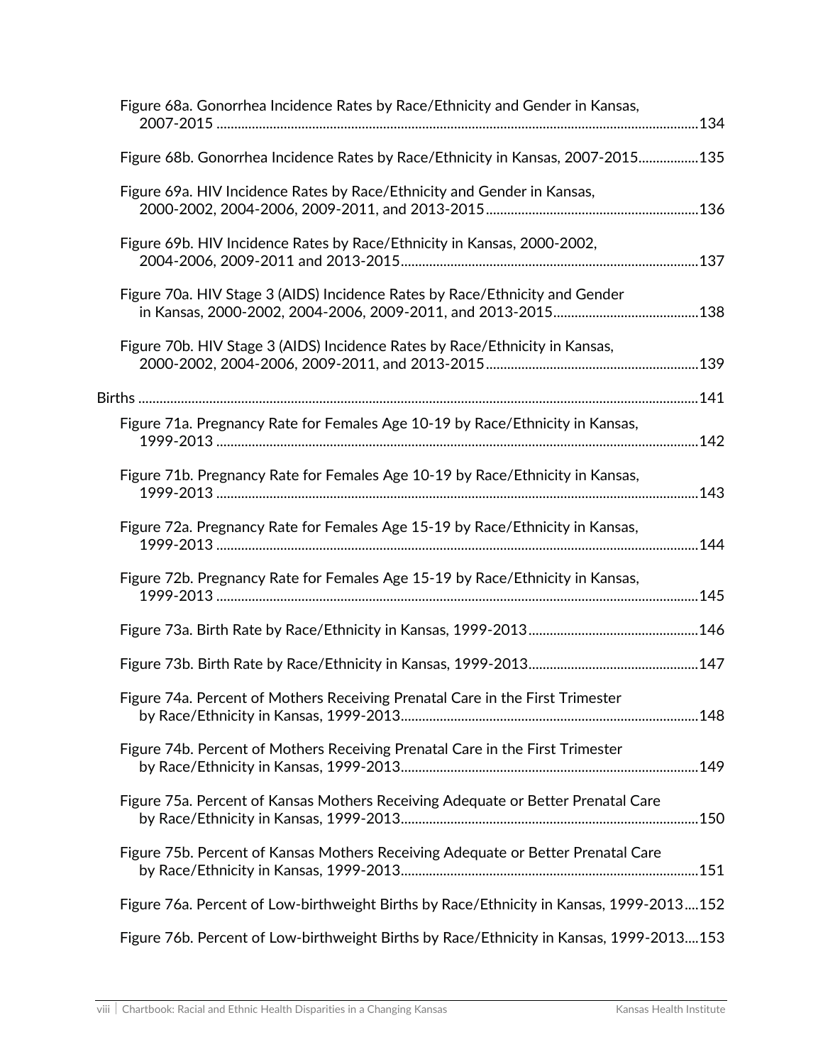Figure 68a. Gonorrhea Incidence Rates by Race/Ethnicity and Gender in Kansas, 2007-2015 ....134

Figure 68b. Gonorrhea Incidence Rates by Race/Ethnicity in Kansas, 2007-2015 ....135

Figure 69a. HIV Incidence Rates by Race/Ethnicity and Gender in Kansas, 2000-2002, 2004-2006, 2009-2011, and 2013-2015 ....136

Figure 69b. HIV Incidence Rates by Race/Ethnicity in Kansas, 2000-2002, 2004-2006, 2009-2011 and 2013-2015 ....137

Figure 70a. HIV Stage 3 (AIDS) Incidence Rates by Race/Ethnicity and Gender in Kansas, 2000-2002, 2004-2006, 2009-2011, and 2013-2015 ....138

Figure 70b. HIV Stage 3 (AIDS) Incidence Rates by Race/Ethnicity in Kansas, 2000-2002, 2004-2006, 2009-2011, and 2013-2015 ....139

Births ....141

Figure 71a. Pregnancy Rate for Females Age 10-19 by Race/Ethnicity in Kansas, 1999-2013 ....142

Figure 71b. Pregnancy Rate for Females Age 10-19 by Race/Ethnicity in Kansas, 1999-2013 ....143

Figure 72a. Pregnancy Rate for Females Age 15-19 by Race/Ethnicity in Kansas, 1999-2013 ....144

Figure 72b. Pregnancy Rate for Females Age 15-19 by Race/Ethnicity in Kansas, 1999-2013 ....145

Figure 73a. Birth Rate by Race/Ethnicity in Kansas, 1999-2013 ....146

Figure 73b. Birth Rate by Race/Ethnicity in Kansas, 1999-2013 ....147

Figure 74a. Percent of Mothers Receiving Prenatal Care in the First Trimester by Race/Ethnicity in Kansas, 1999-2013 ....148

Figure 74b. Percent of Mothers Receiving Prenatal Care in the First Trimester by Race/Ethnicity in Kansas, 1999-2013 ....149

Figure 75a. Percent of Kansas Mothers Receiving Adequate or Better Prenatal Care by Race/Ethnicity in Kansas, 1999-2013 ....150

Figure 75b. Percent of Kansas Mothers Receiving Adequate or Better Prenatal Care by Race/Ethnicity in Kansas, 1999-2013 ....151

Figure 76a. Percent of Low-birthweight Births by Race/Ethnicity in Kansas, 1999-2013 ....152

Figure 76b. Percent of Low-birthweight Births by Race/Ethnicity in Kansas, 1999-2013 ....153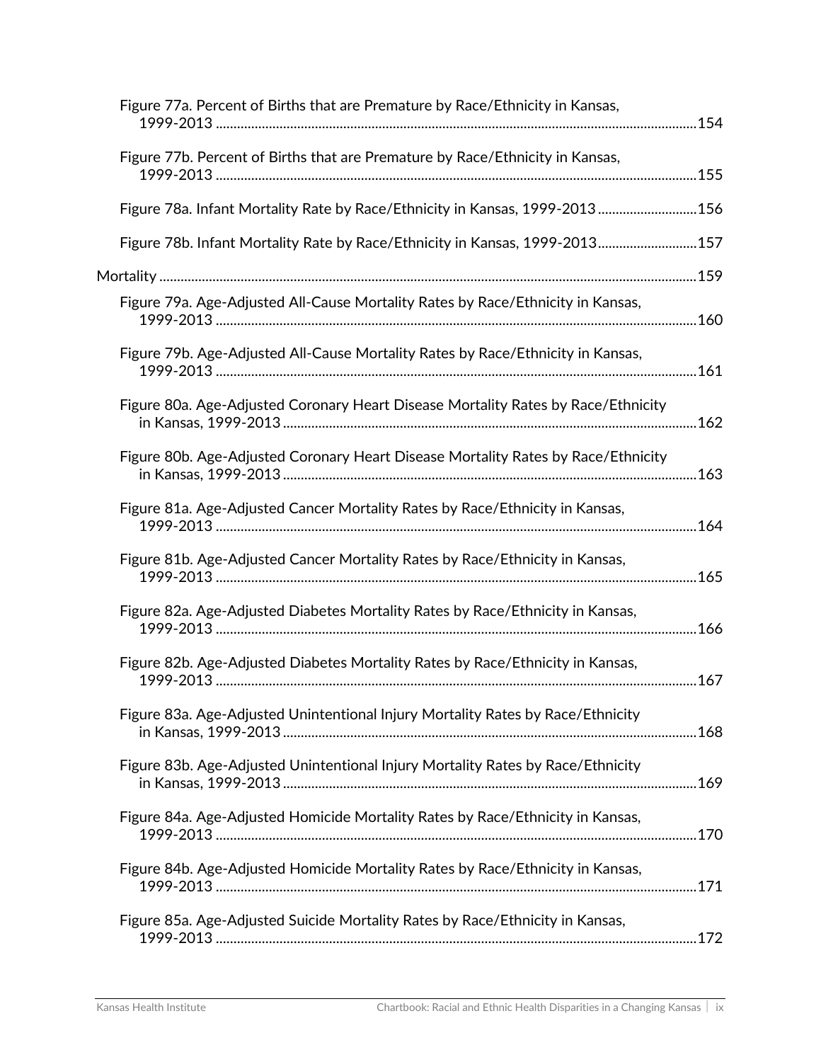Figure 77a. Percent of Births that are Premature by Race/Ethnicity in Kansas, 1999-2013 ....................154

Figure 77b. Percent of Births that are Premature by Race/Ethnicity in Kansas, 1999-2013 ....................155

Figure 78a. Infant Mortality Rate by Race/Ethnicity in Kansas, 1999-2013 ....................156

Figure 78b. Infant Mortality Rate by Race/Ethnicity in Kansas, 1999-2013 ....................157

Mortality ....................159

Figure 79a. Age-Adjusted All-Cause Mortality Rates by Race/Ethnicity in Kansas, 1999-2013 ....................160

Figure 79b. Age-Adjusted All-Cause Mortality Rates by Race/Ethnicity in Kansas, 1999-2013 ....................161

Figure 80a. Age-Adjusted Coronary Heart Disease Mortality Rates by Race/Ethnicity in Kansas, 1999-2013 ....................162

Figure 80b. Age-Adjusted Coronary Heart Disease Mortality Rates by Race/Ethnicity in Kansas, 1999-2013 ....................163

Figure 81a. Age-Adjusted Cancer Mortality Rates by Race/Ethnicity in Kansas, 1999-2013 ....................164

Figure 81b. Age-Adjusted Cancer Mortality Rates by Race/Ethnicity in Kansas, 1999-2013 ....................165

Figure 82a. Age-Adjusted Diabetes Mortality Rates by Race/Ethnicity in Kansas, 1999-2013 ....................166

Figure 82b. Age-Adjusted Diabetes Mortality Rates by Race/Ethnicity in Kansas, 1999-2013 ....................167

Figure 83a. Age-Adjusted Unintentional Injury Mortality Rates by Race/Ethnicity in Kansas, 1999-2013 ....................168

Figure 83b. Age-Adjusted Unintentional Injury Mortality Rates by Race/Ethnicity in Kansas, 1999-2013 ....................169

Figure 84a. Age-Adjusted Homicide Mortality Rates by Race/Ethnicity in Kansas, 1999-2013 ....................170

Figure 84b. Age-Adjusted Homicide Mortality Rates by Race/Ethnicity in Kansas, 1999-2013 ....................171

Figure 85a. Age-Adjusted Suicide Mortality Rates by Race/Ethnicity in Kansas, 1999-2013 ....................172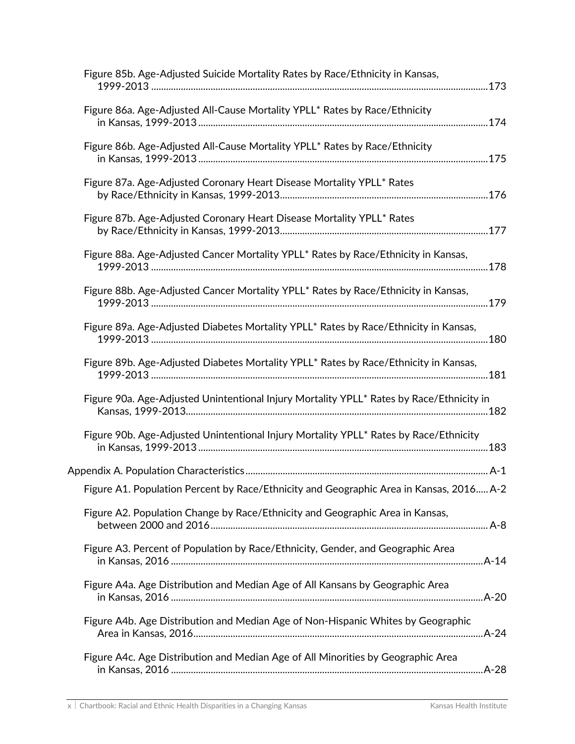Figure 85b. Age-Adjusted Suicide Mortality Rates by Race/Ethnicity in Kansas, 1999-2013 ....173

Figure 86a. Age-Adjusted All-Cause Mortality YPLL* Rates by Race/Ethnicity in Kansas, 1999-2013 ....174

Figure 86b. Age-Adjusted All-Cause Mortality YPLL* Rates by Race/Ethnicity in Kansas, 1999-2013 ....175

Figure 87a. Age-Adjusted Coronary Heart Disease Mortality YPLL* Rates by Race/Ethnicity in Kansas, 1999-2013....176

Figure 87b. Age-Adjusted Coronary Heart Disease Mortality YPLL* Rates by Race/Ethnicity in Kansas, 1999-2013....177

Figure 88a. Age-Adjusted Cancer Mortality YPLL* Rates by Race/Ethnicity in Kansas, 1999-2013 ....178

Figure 88b. Age-Adjusted Cancer Mortality YPLL* Rates by Race/Ethnicity in Kansas, 1999-2013 ....179

Figure 89a. Age-Adjusted Diabetes Mortality YPLL* Rates by Race/Ethnicity in Kansas, 1999-2013 ....180

Figure 89b. Age-Adjusted Diabetes Mortality YPLL* Rates by Race/Ethnicity in Kansas, 1999-2013 ....181

Figure 90a. Age-Adjusted Unintentional Injury Mortality YPLL* Rates by Race/Ethnicity in Kansas, 1999-2013....182

Figure 90b. Age-Adjusted Unintentional Injury Mortality YPLL* Rates by Race/Ethnicity in Kansas, 1999-2013 ....183

Appendix A. Population Characteristics.... A-1

Figure A1. Population Percent by Race/Ethnicity and Geographic Area in Kansas, 2016.....A-2

Figure A2. Population Change by Race/Ethnicity and Geographic Area in Kansas, between 2000 and 2016.... A-8

Figure A3. Percent of Population by Race/Ethnicity, Gender, and Geographic Area in Kansas, 2016 ....A-14

Figure A4a. Age Distribution and Median Age of All Kansans by Geographic Area in Kansas, 2016 ....A-20

Figure A4b. Age Distribution and Median Age of Non-Hispanic Whites by Geographic Area in Kansas, 2016....A-24

Figure A4c. Age Distribution and Median Age of All Minorities by Geographic Area in Kansas, 2016 ....A-28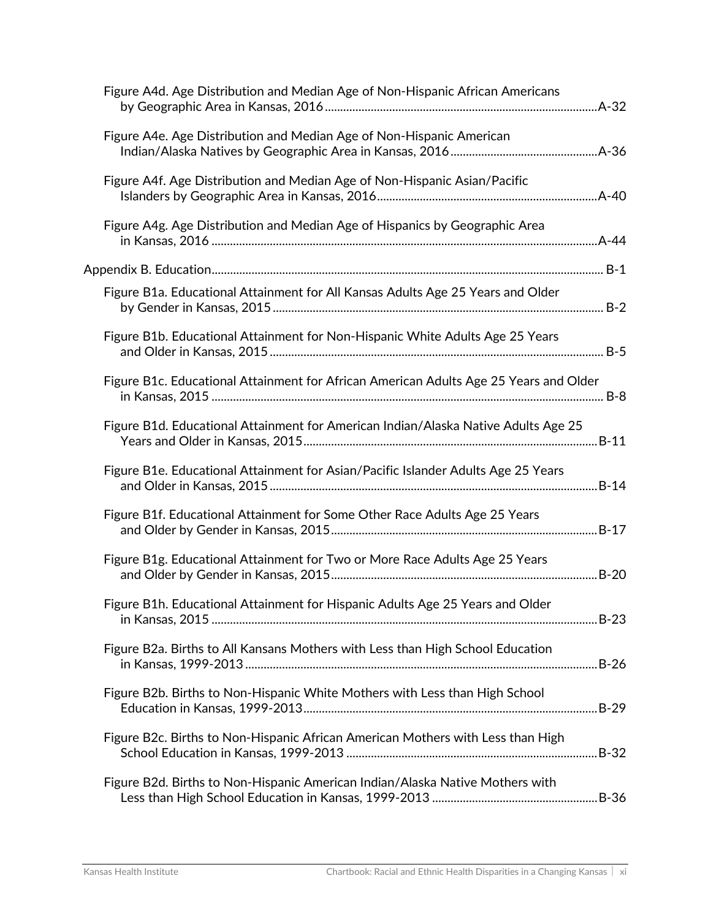Figure A4d. Age Distribution and Median Age of Non-Hispanic African Americans by Geographic Area in Kansas, 2016 .......... A-32

Figure A4e. Age Distribution and Median Age of Non-Hispanic American Indian/Alaska Natives by Geographic Area in Kansas, 2016 .......... A-36

Figure A4f. Age Distribution and Median Age of Non-Hispanic Asian/Pacific Islanders by Geographic Area in Kansas, 2016 .......... A-40

Figure A4g. Age Distribution and Median Age of Hispanics by Geographic Area in Kansas, 2016 .......... A-44

Appendix B. Education .......... B-1

Figure B1a. Educational Attainment for All Kansas Adults Age 25 Years and Older by Gender in Kansas, 2015 .......... B-2

Figure B1b. Educational Attainment for Non-Hispanic White Adults Age 25 Years and Older in Kansas, 2015 .......... B-5

Figure B1c. Educational Attainment for African American Adults Age 25 Years and Older in Kansas, 2015 .......... B-8

Figure B1d. Educational Attainment for American Indian/Alaska Native Adults Age 25 Years and Older in Kansas, 2015 .......... B-11

Figure B1e. Educational Attainment for Asian/Pacific Islander Adults Age 25 Years and Older in Kansas, 2015 .......... B-14

Figure B1f. Educational Attainment for Some Other Race Adults Age 25 Years and Older by Gender in Kansas, 2015 .......... B-17

Figure B1g. Educational Attainment for Two or More Race Adults Age 25 Years and Older by Gender in Kansas, 2015 .......... B-20

Figure B1h. Educational Attainment for Hispanic Adults Age 25 Years and Older in Kansas, 2015 .......... B-23

Figure B2a. Births to All Kansans Mothers with Less than High School Education in Kansas, 1999-2013 .......... B-26

Figure B2b. Births to Non-Hispanic White Mothers with Less than High School Education in Kansas, 1999-2013 .......... B-29

Figure B2c. Births to Non-Hispanic African American Mothers with Less than High School Education in Kansas, 1999-2013 .......... B-32

Figure B2d. Births to Non-Hispanic American Indian/Alaska Native Mothers with Less than High School Education in Kansas, 1999-2013 .......... B-36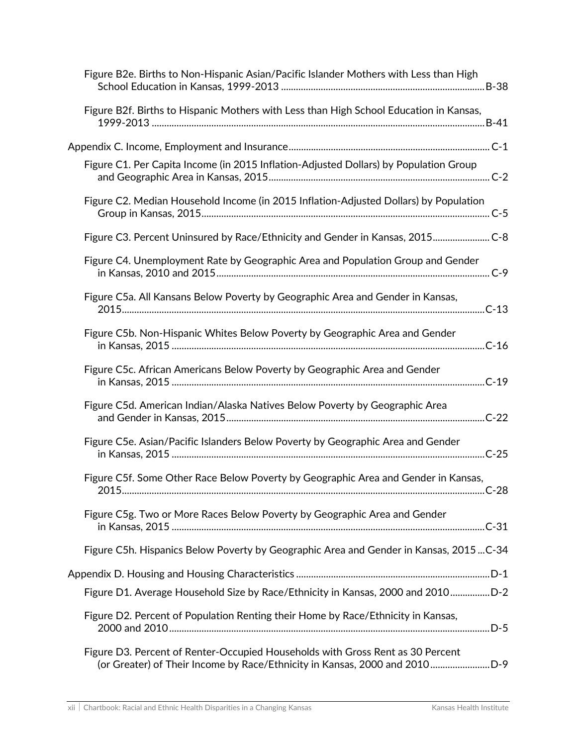Figure B2e. Births to Non-Hispanic Asian/Pacific Islander Mothers with Less than High School Education in Kansas, 1999-2013 ........ B-38

Figure B2f. Births to Hispanic Mothers with Less than High School Education in Kansas, 1999-2013 ........ B-41

Appendix C. Income, Employment and Insurance ........ C-1

Figure C1. Per Capita Income (in 2015 Inflation-Adjusted Dollars) by Population Group and Geographic Area in Kansas, 2015 ........ C-2

Figure C2. Median Household Income (in 2015 Inflation-Adjusted Dollars) by Population Group in Kansas, 2015 ........ C-5

Figure C3. Percent Uninsured by Race/Ethnicity and Gender in Kansas, 2015 ........ C-8

Figure C4. Unemployment Rate by Geographic Area and Population Group and Gender in Kansas, 2010 and 2015 ........ C-9

Figure C5a. All Kansans Below Poverty by Geographic Area and Gender in Kansas, 2015 ........ C-13

Figure C5b. Non-Hispanic Whites Below Poverty by Geographic Area and Gender in Kansas, 2015 ........ C-16

Figure C5c. African Americans Below Poverty by Geographic Area and Gender in Kansas, 2015 ........ C-19

Figure C5d. American Indian/Alaska Natives Below Poverty by Geographic Area and Gender in Kansas, 2015 ........ C-22

Figure C5e. Asian/Pacific Islanders Below Poverty by Geographic Area and Gender in Kansas, 2015 ........ C-25

Figure C5f. Some Other Race Below Poverty by Geographic Area and Gender in Kansas, 2015 ........ C-28

Figure C5g. Two or More Races Below Poverty by Geographic Area and Gender in Kansas, 2015 ........ C-31

Figure C5h. Hispanics Below Poverty by Geographic Area and Gender in Kansas, 2015 ... C-34

Appendix D. Housing and Housing Characteristics ........ D-1

Figure D1. Average Household Size by Race/Ethnicity in Kansas, 2000 and 2010 ........ D-2

Figure D2. Percent of Population Renting their Home by Race/Ethnicity in Kansas, 2000 and 2010 ........ D-5

Figure D3. Percent of Renter-Occupied Households with Gross Rent as 30 Percent (or Greater) of Their Income by Race/Ethnicity in Kansas, 2000 and 2010 ........ D-9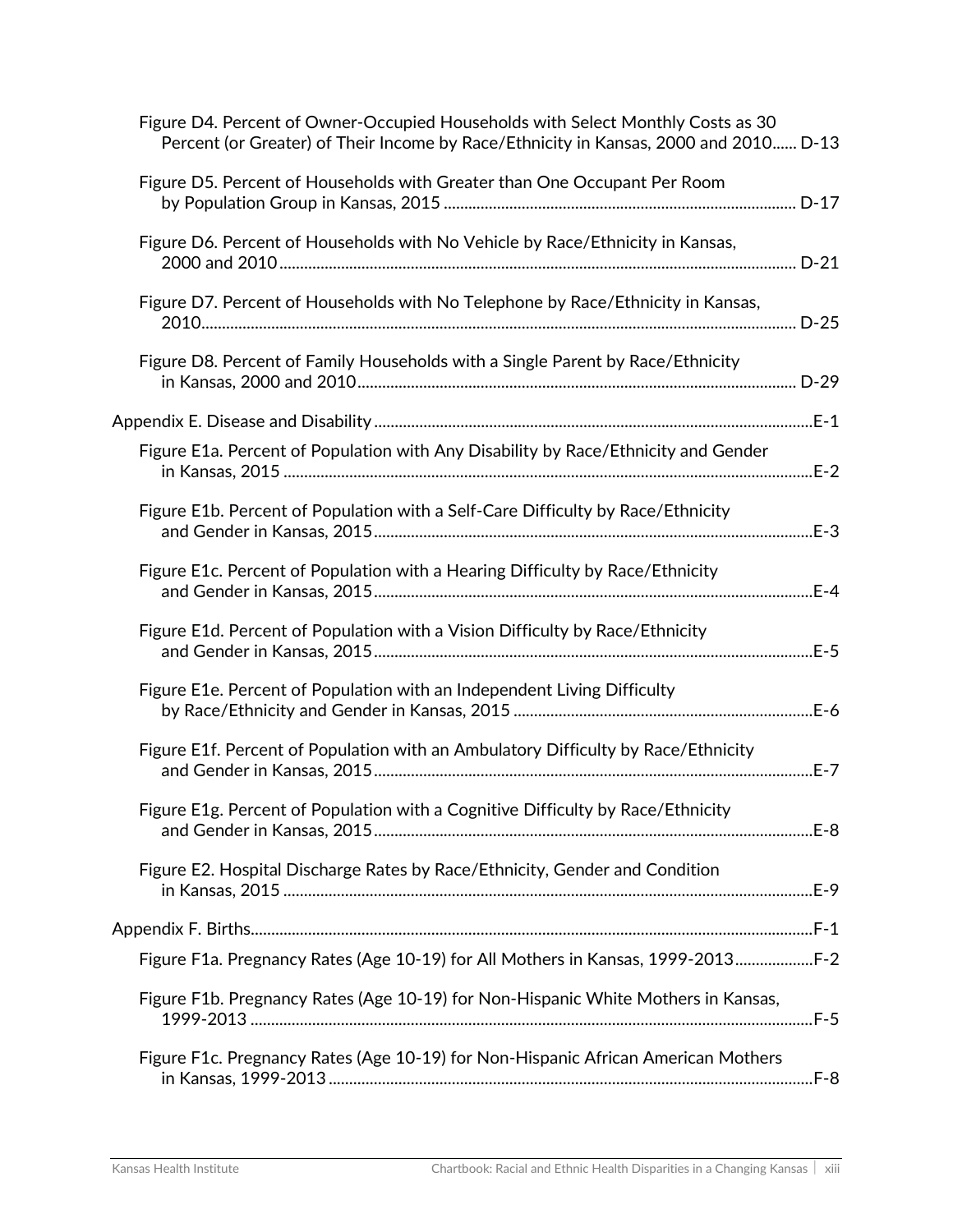Figure D4. Percent of Owner-Occupied Households with Select Monthly Costs as 30 Percent (or Greater) of Their Income by Race/Ethnicity in Kansas, 2000 and 2010...... D-13

Figure D5. Percent of Households with Greater than One Occupant Per Room by Population Group in Kansas, 2015 ........ D-17

Figure D6. Percent of Households with No Vehicle by Race/Ethnicity in Kansas, 2000 and 2010........ D-21

Figure D7. Percent of Households with No Telephone by Race/Ethnicity in Kansas, 2010........ D-25

Figure D8. Percent of Family Households with a Single Parent by Race/Ethnicity in Kansas, 2000 and 2010........ D-29

Appendix E. Disease and Disability........E-1

Figure E1a. Percent of Population with Any Disability by Race/Ethnicity and Gender in Kansas, 2015 ........E-2

Figure E1b. Percent of Population with a Self-Care Difficulty by Race/Ethnicity and Gender in Kansas, 2015........E-3

Figure E1c. Percent of Population with a Hearing Difficulty by Race/Ethnicity and Gender in Kansas, 2015........E-4

Figure E1d. Percent of Population with a Vision Difficulty by Race/Ethnicity and Gender in Kansas, 2015........E-5

Figure E1e. Percent of Population with an Independent Living Difficulty by Race/Ethnicity and Gender in Kansas, 2015 ........E-6

Figure E1f. Percent of Population with an Ambulatory Difficulty by Race/Ethnicity and Gender in Kansas, 2015........E-7

Figure E1g. Percent of Population with a Cognitive Difficulty by Race/Ethnicity and Gender in Kansas, 2015........E-8

Figure E2. Hospital Discharge Rates by Race/Ethnicity, Gender and Condition in Kansas, 2015 ........E-9

Appendix F. Births........F-1

Figure F1a. Pregnancy Rates (Age 10-19) for All Mothers in Kansas, 1999-2013........F-2

Figure F1b. Pregnancy Rates (Age 10-19) for Non-Hispanic White Mothers in Kansas, 1999-2013 ........F-5

Figure F1c. Pregnancy Rates (Age 10-19) for Non-Hispanic African American Mothers in Kansas, 1999-2013 ........F-8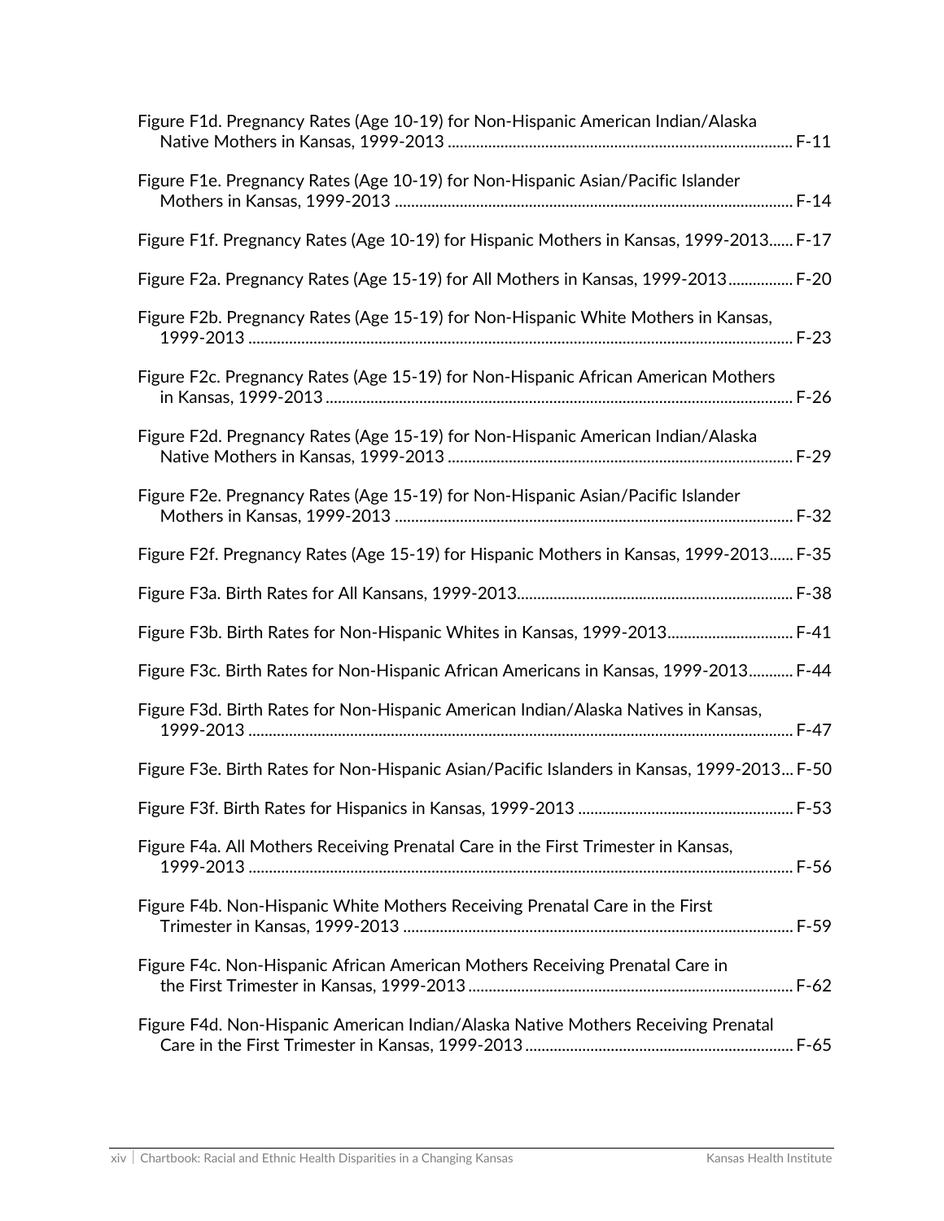Figure F1d. Pregnancy Rates (Age 10-19) for Non-Hispanic American Indian/Alaska Native Mothers in Kansas, 1999-2013 .................................................................................... F-11

Figure F1e. Pregnancy Rates (Age 10-19) for Non-Hispanic Asian/Pacific Islander Mothers in Kansas, 1999-2013 ................................................................................................ F-14

Figure F1f. Pregnancy Rates (Age 10-19) for Hispanic Mothers in Kansas, 1999-2013...... F-17

Figure F2a. Pregnancy Rates (Age 15-19) for All Mothers in Kansas, 1999-2013................ F-20

Figure F2b. Pregnancy Rates (Age 15-19) for Non-Hispanic White Mothers in Kansas, 1999-2013 .................................................................................................................................... F-23

Figure F2c. Pregnancy Rates (Age 15-19) for Non-Hispanic African American Mothers in Kansas, 1999-2013 ................................................................................................................. F-26

Figure F2d. Pregnancy Rates (Age 15-19) for Non-Hispanic American Indian/Alaska Native Mothers in Kansas, 1999-2013 .................................................................................... F-29

Figure F2e. Pregnancy Rates (Age 15-19) for Non-Hispanic Asian/Pacific Islander Mothers in Kansas, 1999-2013 ................................................................................................ F-32

Figure F2f. Pregnancy Rates (Age 15-19) for Hispanic Mothers in Kansas, 1999-2013...... F-35

Figure F3a. Birth Rates for All Kansans, 1999-2013................................................................... F-38

Figure F3b. Birth Rates for Non-Hispanic Whites in Kansas, 1999-2013............................... F-41

Figure F3c. Birth Rates for Non-Hispanic African Americans in Kansas, 1999-2013........... F-44

Figure F3d. Birth Rates for Non-Hispanic American Indian/Alaska Natives in Kansas, 1999-2013 .................................................................................................................................... F-47

Figure F3e. Birth Rates for Non-Hispanic Asian/Pacific Islanders in Kansas, 1999-2013... F-50

Figure F3f. Birth Rates for Hispanics in Kansas, 1999-2013 ..................................................... F-53

Figure F4a. All Mothers Receiving Prenatal Care in the First Trimester in Kansas, 1999-2013 .................................................................................................................................... F-56

Figure F4b. Non-Hispanic White Mothers Receiving Prenatal Care in the First Trimester in Kansas, 1999-2013 .............................................................................................. F-59

Figure F4c. Non-Hispanic African American Mothers Receiving Prenatal Care in the First Trimester in Kansas, 1999-2013............................................................................... F-62

Figure F4d. Non-Hispanic American Indian/Alaska Native Mothers Receiving Prenatal Care in the First Trimester in Kansas, 1999-2013................................................................. F-65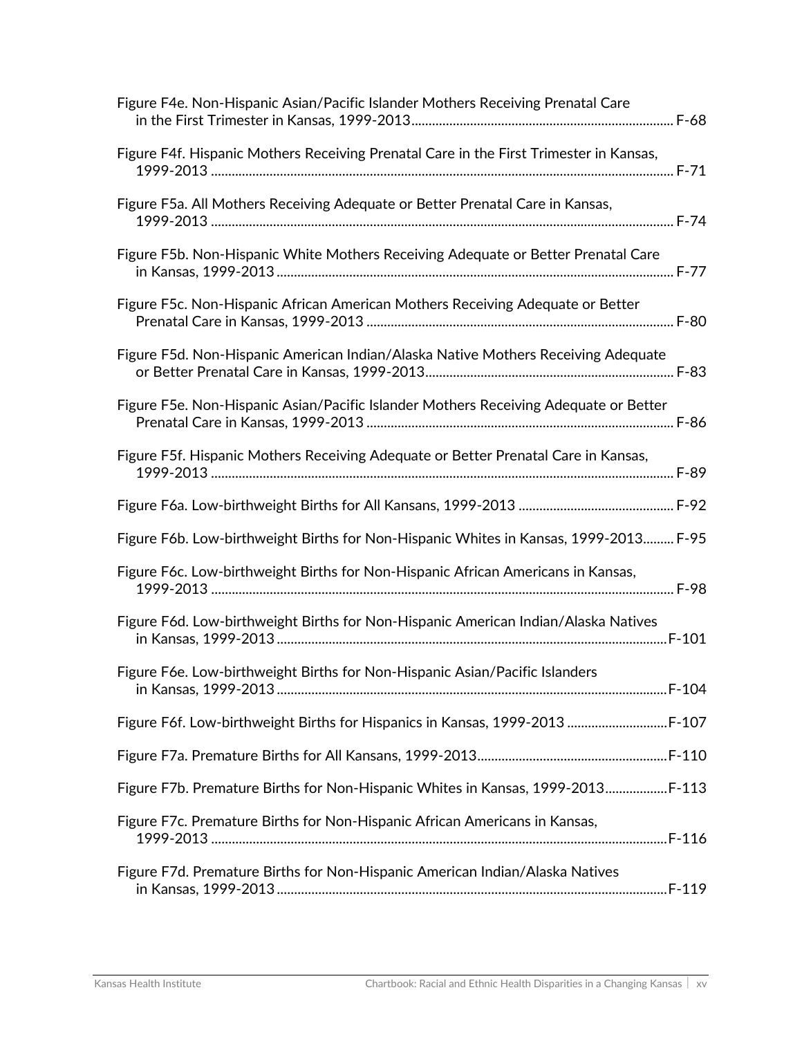Figure F4e. Non-Hispanic Asian/Pacific Islander Mothers Receiving Prenatal Care in the First Trimester in Kansas, 1999-2013 ........ F-68

Figure F4f. Hispanic Mothers Receiving Prenatal Care in the First Trimester in Kansas, 1999-2013 ........ F-71

Figure F5a. All Mothers Receiving Adequate or Better Prenatal Care in Kansas, 1999-2013 ........ F-74

Figure F5b. Non-Hispanic White Mothers Receiving Adequate or Better Prenatal Care in Kansas, 1999-2013 ........ F-77

Figure F5c. Non-Hispanic African American Mothers Receiving Adequate or Better Prenatal Care in Kansas, 1999-2013 ........ F-80

Figure F5d. Non-Hispanic American Indian/Alaska Native Mothers Receiving Adequate or Better Prenatal Care in Kansas, 1999-2013 ........ F-83

Figure F5e. Non-Hispanic Asian/Pacific Islander Mothers Receiving Adequate or Better Prenatal Care in Kansas, 1999-2013 ........ F-86

Figure F5f. Hispanic Mothers Receiving Adequate or Better Prenatal Care in Kansas, 1999-2013 ........ F-89

Figure F6a. Low-birthweight Births for All Kansans, 1999-2013 ........ F-92

Figure F6b. Low-birthweight Births for Non-Hispanic Whites in Kansas, 1999-2013 ........ F-95

Figure F6c. Low-birthweight Births for Non-Hispanic African Americans in Kansas, 1999-2013 ........ F-98

Figure F6d. Low-birthweight Births for Non-Hispanic American Indian/Alaska Natives in Kansas, 1999-2013 ........ F-101

Figure F6e. Low-birthweight Births for Non-Hispanic Asian/Pacific Islanders in Kansas, 1999-2013 ........ F-104

Figure F6f. Low-birthweight Births for Hispanics in Kansas, 1999-2013 ........ F-107

Figure F7a. Premature Births for All Kansans, 1999-2013 ........ F-110

Figure F7b. Premature Births for Non-Hispanic Whites in Kansas, 1999-2013 ........ F-113

Figure F7c. Premature Births for Non-Hispanic African Americans in Kansas, 1999-2013 ........ F-116

Figure F7d. Premature Births for Non-Hispanic American Indian/Alaska Natives in Kansas, 1999-2013 ........ F-119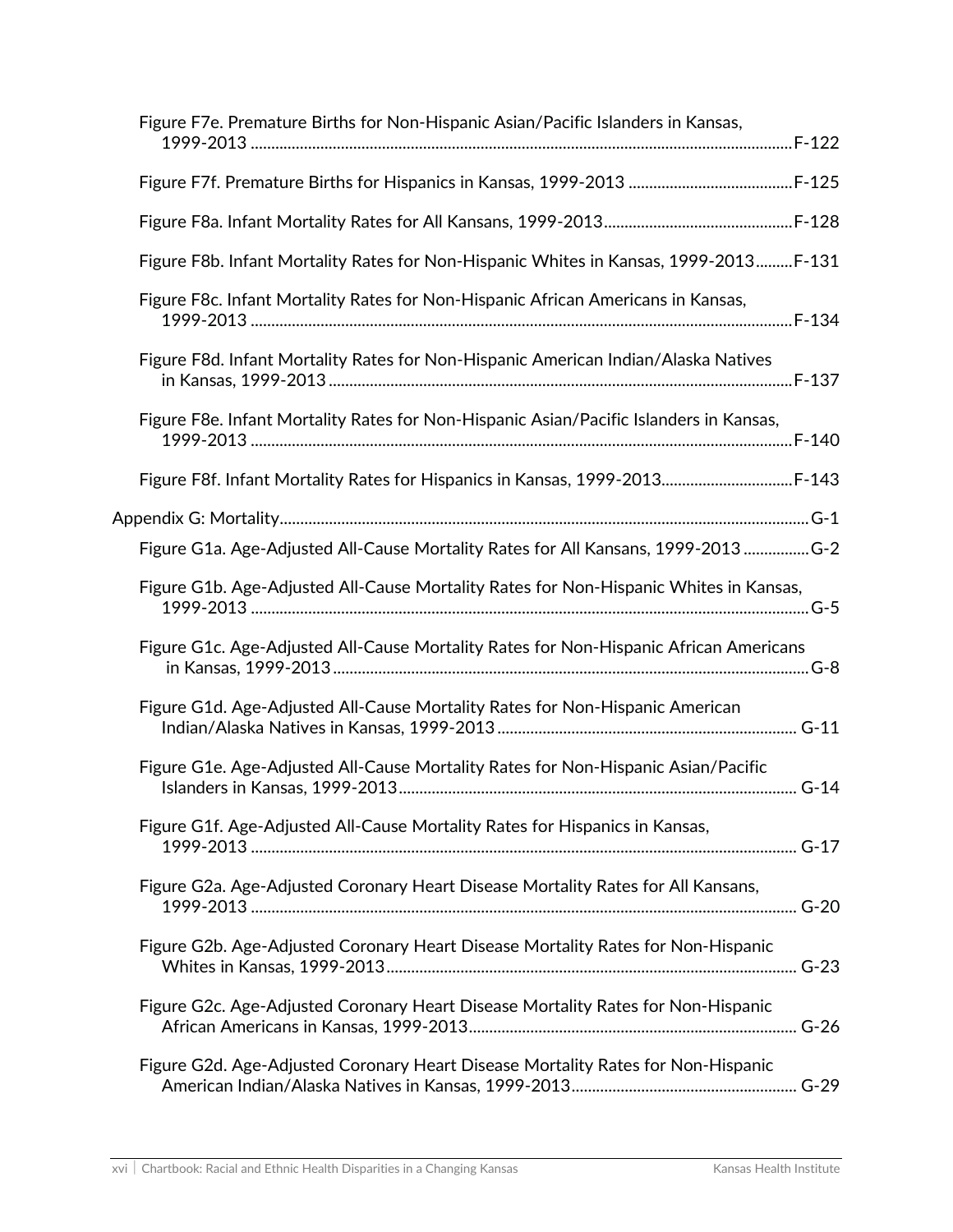Figure F7e. Premature Births for Non-Hispanic Asian/Pacific Islanders in Kansas, 1999-2013 .......... F-122

Figure F7f. Premature Births for Hispanics in Kansas, 1999-2013 .......... F-125

Figure F8a. Infant Mortality Rates for All Kansans, 1999-2013 .......... F-128

Figure F8b. Infant Mortality Rates for Non-Hispanic Whites in Kansas, 1999-2013 .......... F-131

Figure F8c. Infant Mortality Rates for Non-Hispanic African Americans in Kansas, 1999-2013 .......... F-134

Figure F8d. Infant Mortality Rates for Non-Hispanic American Indian/Alaska Natives in Kansas, 1999-2013 .......... F-137

Figure F8e. Infant Mortality Rates for Non-Hispanic Asian/Pacific Islanders in Kansas, 1999-2013 .......... F-140

Figure F8f. Infant Mortality Rates for Hispanics in Kansas, 1999-2013 .......... F-143

Appendix G: Mortality .......... G-1

Figure G1a. Age-Adjusted All-Cause Mortality Rates for All Kansans, 1999-2013 .......... G-2

Figure G1b. Age-Adjusted All-Cause Mortality Rates for Non-Hispanic Whites in Kansas, 1999-2013 .......... G-5

Figure G1c. Age-Adjusted All-Cause Mortality Rates for Non-Hispanic African Americans in Kansas, 1999-2013 .......... G-8

Figure G1d. Age-Adjusted All-Cause Mortality Rates for Non-Hispanic American Indian/Alaska Natives in Kansas, 1999-2013 .......... G-11

Figure G1e. Age-Adjusted All-Cause Mortality Rates for Non-Hispanic Asian/Pacific Islanders in Kansas, 1999-2013 .......... G-14

Figure G1f. Age-Adjusted All-Cause Mortality Rates for Hispanics in Kansas, 1999-2013 .......... G-17

Figure G2a. Age-Adjusted Coronary Heart Disease Mortality Rates for All Kansans, 1999-2013 .......... G-20

Figure G2b. Age-Adjusted Coronary Heart Disease Mortality Rates for Non-Hispanic Whites in Kansas, 1999-2013 .......... G-23

Figure G2c. Age-Adjusted Coronary Heart Disease Mortality Rates for Non-Hispanic African Americans in Kansas, 1999-2013 .......... G-26

Figure G2d. Age-Adjusted Coronary Heart Disease Mortality Rates for Non-Hispanic American Indian/Alaska Natives in Kansas, 1999-2013 .......... G-29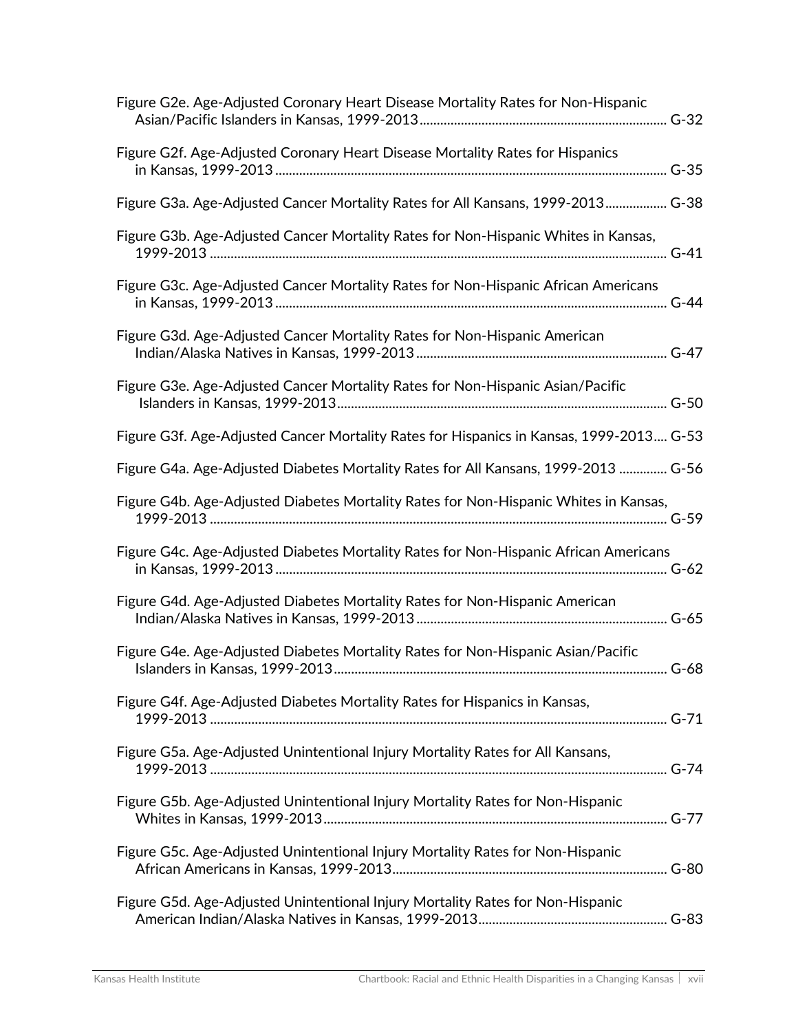Figure G2e. Age-Adjusted Coronary Heart Disease Mortality Rates for Non-Hispanic Asian/Pacific Islanders in Kansas, 1999-2013 ........ G-32

Figure G2f. Age-Adjusted Coronary Heart Disease Mortality Rates for Hispanics in Kansas, 1999-2013 ........ G-35

Figure G3a. Age-Adjusted Cancer Mortality Rates for All Kansans, 1999-2013 ........ G-38

Figure G3b. Age-Adjusted Cancer Mortality Rates for Non-Hispanic Whites in Kansas, 1999-2013 ........ G-41

Figure G3c. Age-Adjusted Cancer Mortality Rates for Non-Hispanic African Americans in Kansas, 1999-2013 ........ G-44

Figure G3d. Age-Adjusted Cancer Mortality Rates for Non-Hispanic American Indian/Alaska Natives in Kansas, 1999-2013 ........ G-47

Figure G3e. Age-Adjusted Cancer Mortality Rates for Non-Hispanic Asian/Pacific Islanders in Kansas, 1999-2013 ........ G-50

Figure G3f. Age-Adjusted Cancer Mortality Rates for Hispanics in Kansas, 1999-2013 ........ G-53

Figure G4a. Age-Adjusted Diabetes Mortality Rates for All Kansans, 1999-2013 ........ G-56

Figure G4b. Age-Adjusted Diabetes Mortality Rates for Non-Hispanic Whites in Kansas, 1999-2013 ........ G-59

Figure G4c. Age-Adjusted Diabetes Mortality Rates for Non-Hispanic African Americans in Kansas, 1999-2013 ........ G-62

Figure G4d. Age-Adjusted Diabetes Mortality Rates for Non-Hispanic American Indian/Alaska Natives in Kansas, 1999-2013 ........ G-65

Figure G4e. Age-Adjusted Diabetes Mortality Rates for Non-Hispanic Asian/Pacific Islanders in Kansas, 1999-2013 ........ G-68

Figure G4f. Age-Adjusted Diabetes Mortality Rates for Hispanics in Kansas, 1999-2013 ........ G-71

Figure G5a. Age-Adjusted Unintentional Injury Mortality Rates for All Kansans, 1999-2013 ........ G-74

Figure G5b. Age-Adjusted Unintentional Injury Mortality Rates for Non-Hispanic Whites in Kansas, 1999-2013 ........ G-77

Figure G5c. Age-Adjusted Unintentional Injury Mortality Rates for Non-Hispanic African Americans in Kansas, 1999-2013 ........ G-80

Figure G5d. Age-Adjusted Unintentional Injury Mortality Rates for Non-Hispanic American Indian/Alaska Natives in Kansas, 1999-2013 ........ G-83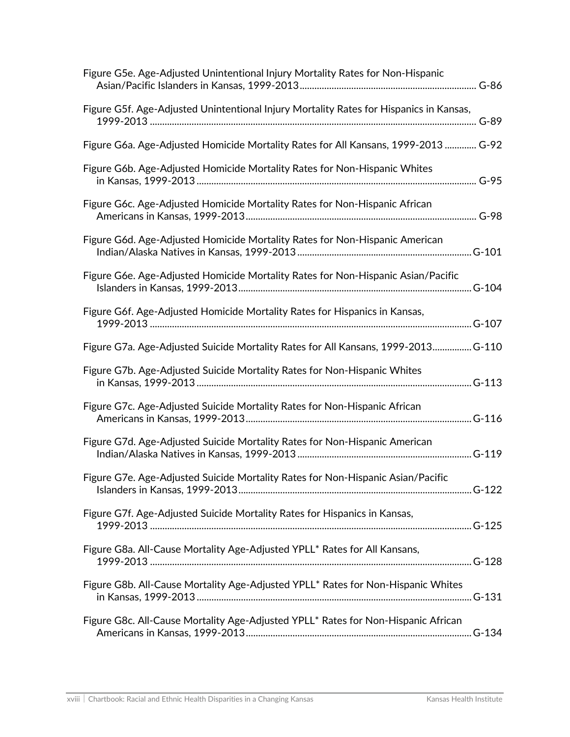Figure G5e. Age-Adjusted Unintentional Injury Mortality Rates for Non-Hispanic Asian/Pacific Islanders in Kansas, 1999-2013 ........ G-86

Figure G5f. Age-Adjusted Unintentional Injury Mortality Rates for Hispanics in Kansas, 1999-2013 ........ G-89

Figure G6a. Age-Adjusted Homicide Mortality Rates for All Kansans, 1999-2013 ........ G-92

Figure G6b. Age-Adjusted Homicide Mortality Rates for Non-Hispanic Whites in Kansas, 1999-2013 ........ G-95

Figure G6c. Age-Adjusted Homicide Mortality Rates for Non-Hispanic African Americans in Kansas, 1999-2013 ........ G-98

Figure G6d. Age-Adjusted Homicide Mortality Rates for Non-Hispanic American Indian/Alaska Natives in Kansas, 1999-2013 ........ G-101

Figure G6e. Age-Adjusted Homicide Mortality Rates for Non-Hispanic Asian/Pacific Islanders in Kansas, 1999-2013 ........ G-104

Figure G6f. Age-Adjusted Homicide Mortality Rates for Hispanics in Kansas, 1999-2013 ........ G-107

Figure G7a. Age-Adjusted Suicide Mortality Rates for All Kansans, 1999-2013 ........ G-110

Figure G7b. Age-Adjusted Suicide Mortality Rates for Non-Hispanic Whites in Kansas, 1999-2013 ........ G-113

Figure G7c. Age-Adjusted Suicide Mortality Rates for Non-Hispanic African Americans in Kansas, 1999-2013 ........ G-116

Figure G7d. Age-Adjusted Suicide Mortality Rates for Non-Hispanic American Indian/Alaska Natives in Kansas, 1999-2013 ........ G-119

Figure G7e. Age-Adjusted Suicide Mortality Rates for Non-Hispanic Asian/Pacific Islanders in Kansas, 1999-2013 ........ G-122

Figure G7f. Age-Adjusted Suicide Mortality Rates for Hispanics in Kansas, 1999-2013 ........ G-125

Figure G8a. All-Cause Mortality Age-Adjusted YPLL* Rates for All Kansans, 1999-2013 ........ G-128

Figure G8b. All-Cause Mortality Age-Adjusted YPLL* Rates for Non-Hispanic Whites in Kansas, 1999-2013 ........ G-131

Figure G8c. All-Cause Mortality Age-Adjusted YPLL* Rates for Non-Hispanic African Americans in Kansas, 1999-2013 ........ G-134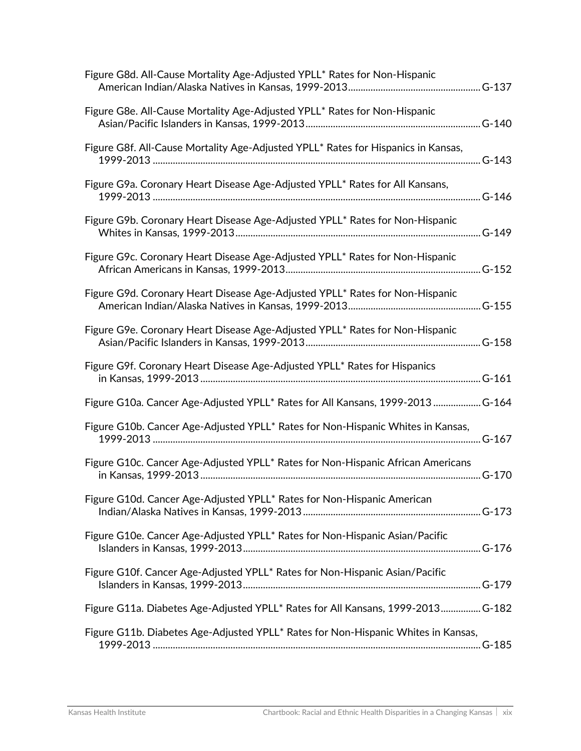Figure G8d. All-Cause Mortality Age-Adjusted YPLL* Rates for Non-Hispanic American Indian/Alaska Natives in Kansas, 1999-2013 .................................................... G-137

Figure G8e. All-Cause Mortality Age-Adjusted YPLL* Rates for Non-Hispanic Asian/Pacific Islanders in Kansas, 1999-2013 ..................................................................... G-140

Figure G8f. All-Cause Mortality Age-Adjusted YPLL* Rates for Hispanics in Kansas, 1999-2013 ................................................................................................................................ G-143

Figure G9a. Coronary Heart Disease Age-Adjusted YPLL* Rates for All Kansans, 1999-2013 ................................................................................................................................ G-146

Figure G9b. Coronary Heart Disease Age-Adjusted YPLL* Rates for Non-Hispanic Whites in Kansas, 1999-2013 ................................................................................................ G-149

Figure G9c. Coronary Heart Disease Age-Adjusted YPLL* Rates for Non-Hispanic African Americans in Kansas, 1999-2013 ............................................................................ G-152

Figure G9d. Coronary Heart Disease Age-Adjusted YPLL* Rates for Non-Hispanic American Indian/Alaska Natives in Kansas, 1999-2013 .................................................... G-155

Figure G9e. Coronary Heart Disease Age-Adjusted YPLL* Rates for Non-Hispanic Asian/Pacific Islanders in Kansas, 1999-2013 ..................................................................... G-158

Figure G9f. Coronary Heart Disease Age-Adjusted YPLL* Rates for Hispanics in Kansas, 1999-2013 .............................................................................................................. G-161

Figure G10a. Cancer Age-Adjusted YPLL* Rates for All Kansans, 1999-2013 .................. G-164

Figure G10b. Cancer Age-Adjusted YPLL* Rates for Non-Hispanic Whites in Kansas, 1999-2013 ................................................................................................................................ G-167

Figure G10c. Cancer Age-Adjusted YPLL* Rates for Non-Hispanic African Americans in Kansas, 1999-2013 .............................................................................................................. G-170

Figure G10d. Cancer Age-Adjusted YPLL* Rates for Non-Hispanic American Indian/Alaska Natives in Kansas, 1999-2013 ...................................................................... G-173

Figure G10e. Cancer Age-Adjusted YPLL* Rates for Non-Hispanic Asian/Pacific Islanders in Kansas, 1999-2013 ............................................................................................. G-176

Figure G10f. Cancer Age-Adjusted YPLL* Rates for Non-Hispanic Asian/Pacific Islanders in Kansas, 1999-2013 ............................................................................................. G-179

Figure G11a. Diabetes Age-Adjusted YPLL* Rates for All Kansans, 1999-2013 ................ G-182

Figure G11b. Diabetes Age-Adjusted YPLL* Rates for Non-Hispanic Whites in Kansas, 1999-2013 ................................................................................................................................ G-185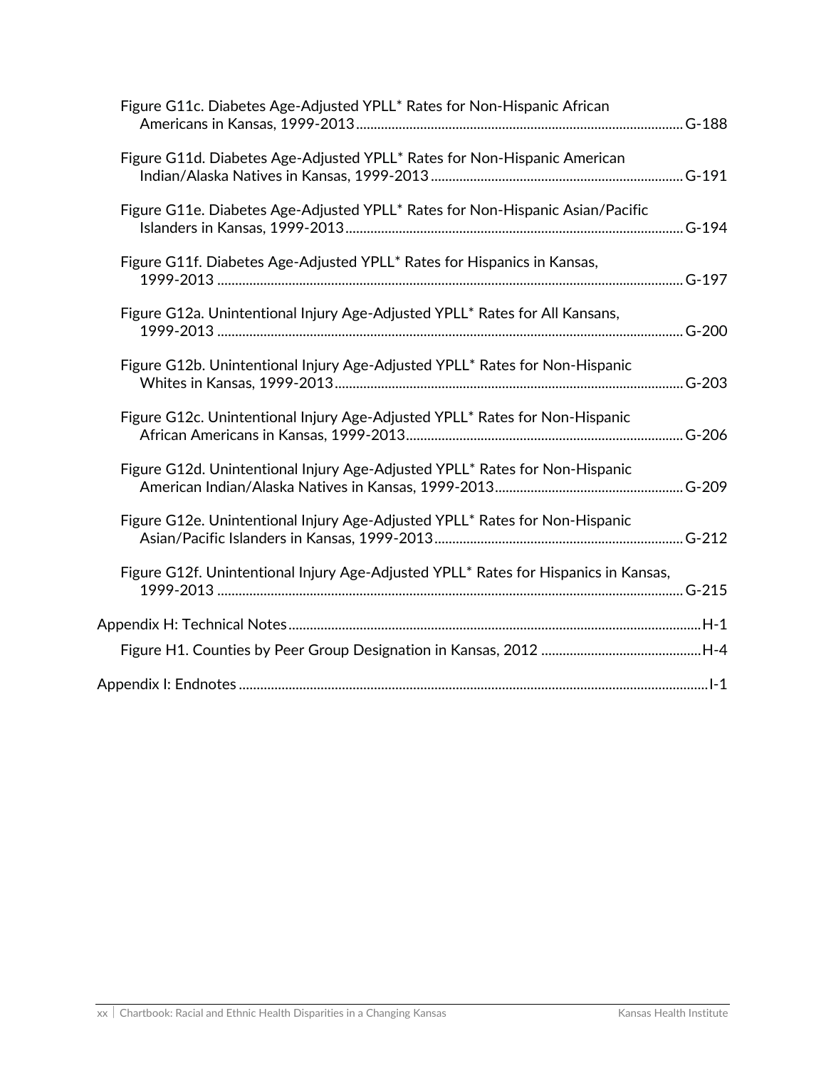Figure G11c. Diabetes Age-Adjusted YPLL* Rates for Non-Hispanic African Americans in Kansas, 1999-2013 .......... G-188

Figure G11d. Diabetes Age-Adjusted YPLL* Rates for Non-Hispanic American Indian/Alaska Natives in Kansas, 1999-2013 .......... G-191

Figure G11e. Diabetes Age-Adjusted YPLL* Rates for Non-Hispanic Asian/Pacific Islanders in Kansas, 1999-2013 .......... G-194

Figure G11f. Diabetes Age-Adjusted YPLL* Rates for Hispanics in Kansas, 1999-2013 .......... G-197

Figure G12a. Unintentional Injury Age-Adjusted YPLL* Rates for All Kansans, 1999-2013 .......... G-200

Figure G12b. Unintentional Injury Age-Adjusted YPLL* Rates for Non-Hispanic Whites in Kansas, 1999-2013 .......... G-203

Figure G12c. Unintentional Injury Age-Adjusted YPLL* Rates for Non-Hispanic African Americans in Kansas, 1999-2013 .......... G-206

Figure G12d. Unintentional Injury Age-Adjusted YPLL* Rates for Non-Hispanic American Indian/Alaska Natives in Kansas, 1999-2013 .......... G-209

Figure G12e. Unintentional Injury Age-Adjusted YPLL* Rates for Non-Hispanic Asian/Pacific Islanders in Kansas, 1999-2013 .......... G-212

Figure G12f. Unintentional Injury Age-Adjusted YPLL* Rates for Hispanics in Kansas, 1999-2013 .......... G-215

Appendix H: Technical Notes .......... H-1

Figure H1. Counties by Peer Group Designation in Kansas, 2012 .......... H-4

Appendix I: Endnotes .......... I-1